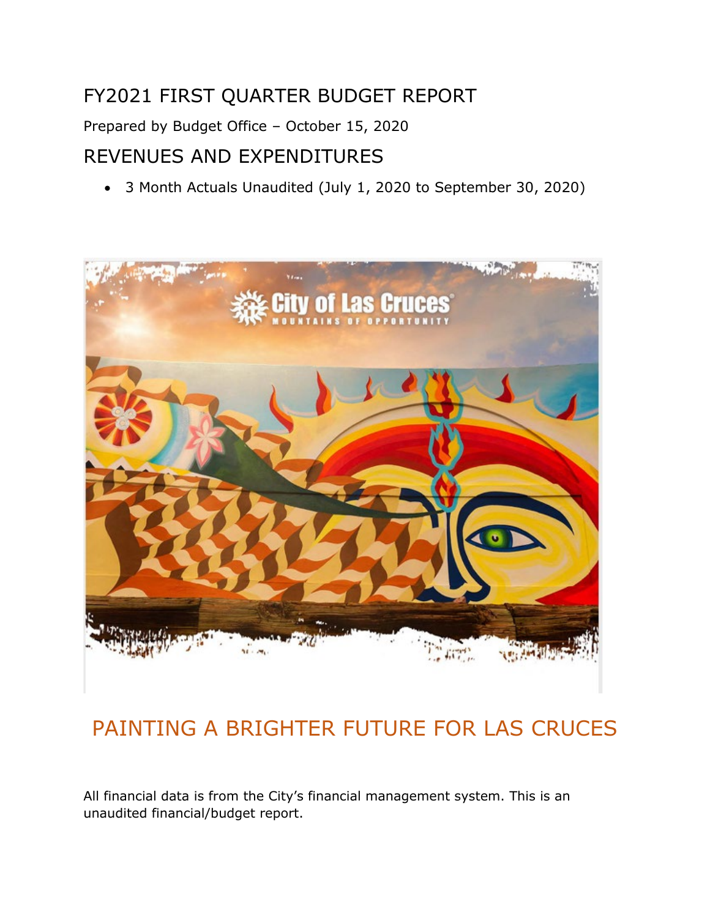# FY2021 FIRST QUARTER BUDGET REPORT

Prepared by Budget Office – October 15, 2020

## REVENUES AND EXPENDITURES

- 3 Month Actuals Unaudited (July 1, 2020 to September 30, 2020)

## PAINTING A BRIGHTER FUTURE FOR LAS CRUCES

All financial data is from the City's financial management system. This is an unaudited financial/budget report.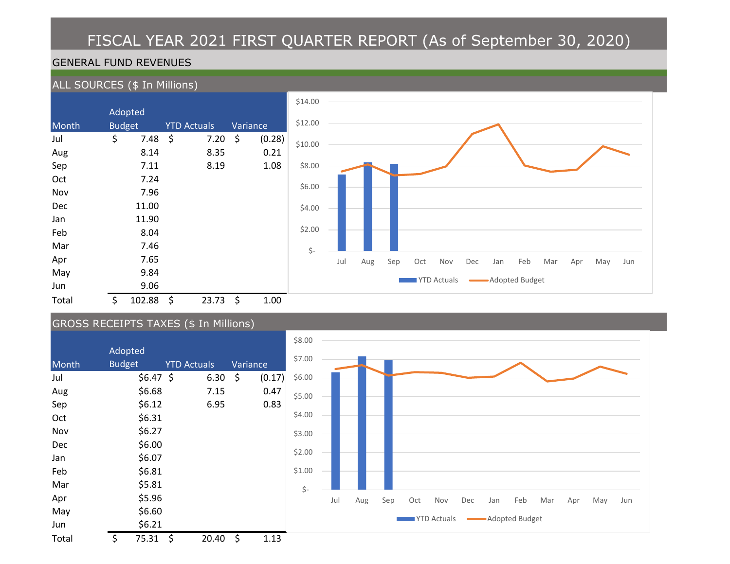# FISCAL YEAR 2021 FIRST QUARTER REPORT (As of September 30, 2020)

## GENERAL FUND REVENUES

### ALL SOURCES ($ In Millions)

| Month | Adopted Budget | YTD Actuals | Variance |
|---|---|---|---|
| Jul | $ 7.48 | $ 7.20 | $ (0.28) |
| Aug | 8.14 | 8.35 | 0.21 |
| Sep | 7.11 | 8.19 | 1.08 |
| Oct | 7.24 | | |
| Nov | 7.96 | | |
| Dec | 11.00 | | |
| Jan | 11.90 | | |
| Feb | 8.04 | | |
| Mar | 7.46 | | |
| Apr | 7.65 | | |
| May | 9.84 | | |
| Jun | 9.06 | | |
| Total | $ 102.88 | $ 23.73 | $ 1.00 |

### GROSS RECEIPTS TAXES ($ In Millions)

| Month | Adopted Budget | YTD Actuals | Variance |
|---|---|---|---|
| Jul | $6.47 | $ 6.30 | $ (0.17) |
| Aug | $6.68 | 7.15 | 0.47 |
| Sep | $6.12 | 6.95 | 0.83 |
| Oct | $6.31 | | |
| Nov | $6.27 | | |
| Dec | $6.00 | | |
| Jan | $6.07 | | |
| Feb | $6.81 | | |
| Mar | $5.81 | | |
| Apr | $5.96 | | |
| May | $6.60 | | |
| Jun | $6.21 | | |
| Total | $ 75.31 | $ 20.40 | $ 1.13 |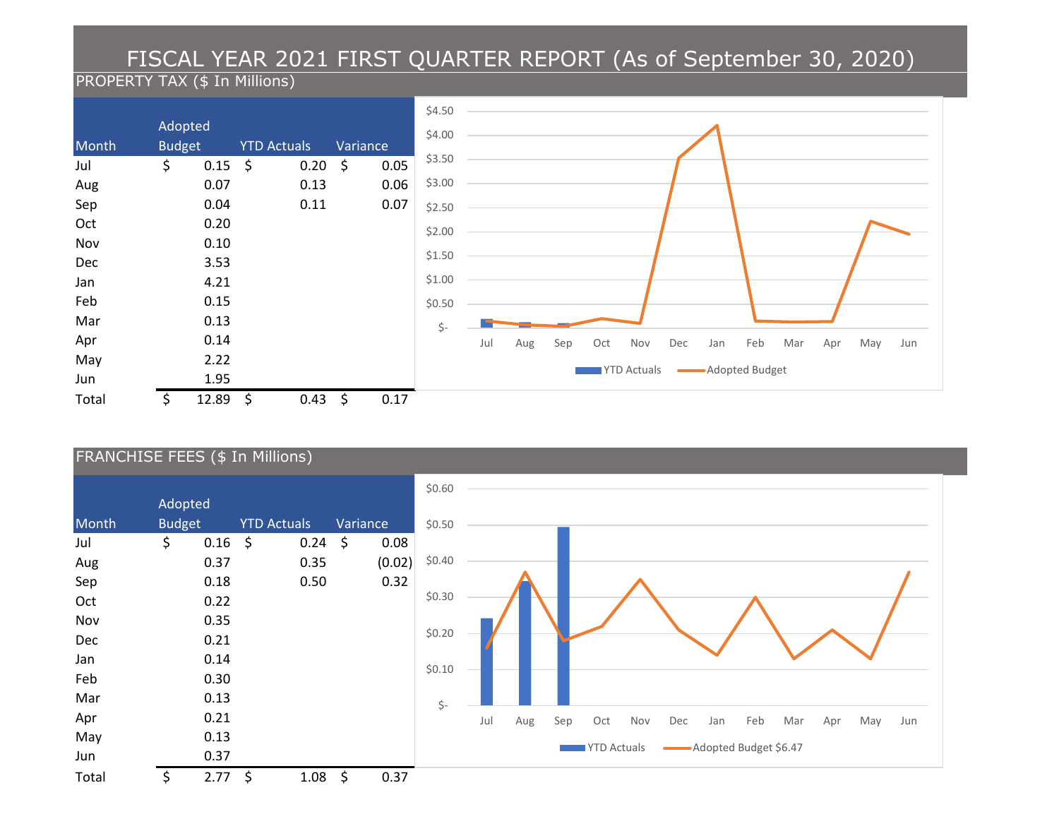# FISCAL YEAR 2021 FIRST QUARTER REPORT (As of September 30, 2020)

## PROPERTY TAX ($ In Millions)

| Month | Adopted Budget | YTD Actuals | Variance |
|---|---|---|---|
| Jul | $ 0.15 | $ 0.20 | $ 0.05 |
| Aug | 0.07 | 0.13 | 0.06 |
| Sep | 0.04 | 0.11 | 0.07 |
| Oct | 0.20 | | |
| Nov | 0.10 | | |
| Dec | 3.53 | | |
| Jan | 4.21 | | |
| Feb | 0.15 | | |
| Mar | 0.13 | | |
| Apr | 0.14 | | |
| May | 2.22 | | |
| Jun | 1.95 | | |
| Total | $ 12.89 | $ 0.43 | $ 0.17 |

## FRANCHISE FEES ($ In Millions)

| Month | Adopted Budget | YTD Actuals | Variance |
|---|---|---|---|
| Jul | $ 0.16 | $ 0.24 | $ 0.08 |
| Aug | 0.37 | 0.35 | (0.02) |
| Sep | 0.18 | 0.50 | 0.32 |
| Oct | 0.22 | | |
| Nov | 0.35 | | |
| Dec | 0.21 | | |
| Jan | 0.14 | | |
| Feb | 0.30 | | |
| Mar | 0.13 | | |
| Apr | 0.21 | | |
| May | 0.13 | | |
| Jun | 0.37 | | |
| Total | $ 2.77 | $ 1.08 | $ 0.37 |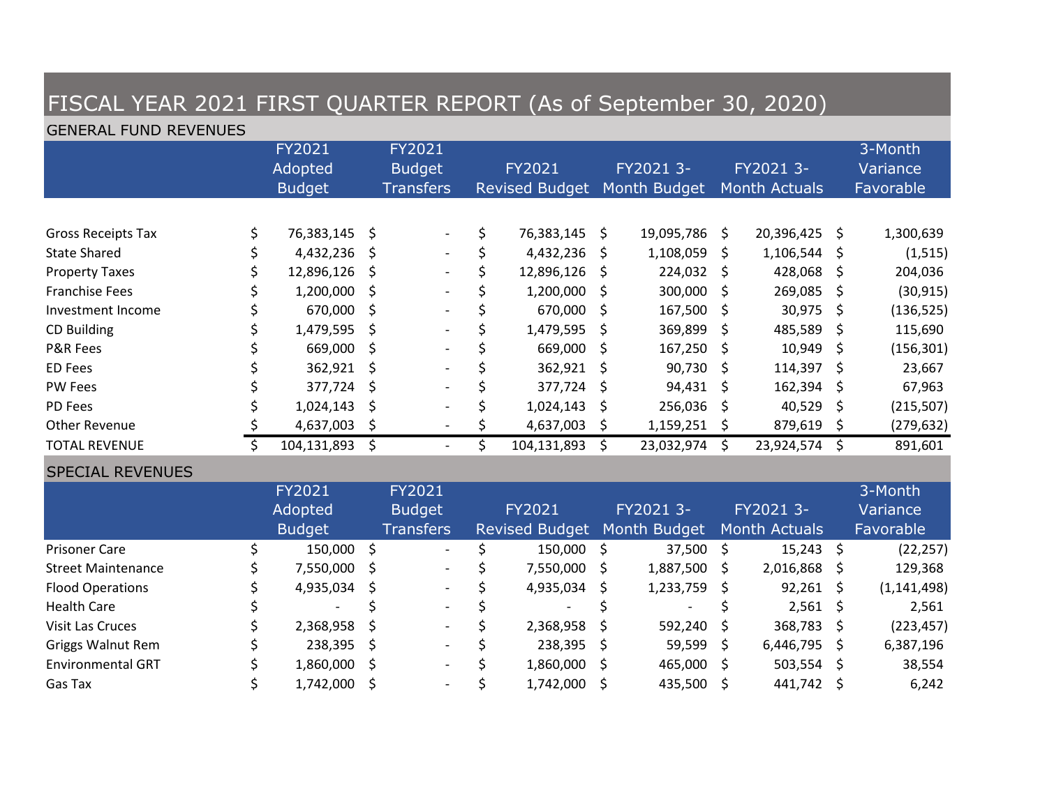# FISCAL YEAR 2021 FIRST QUARTER REPORT (As of September 30, 2020)

## GENERAL FUND REVENUES

| | FY2021 Adopted Budget | FY2021 Budget Transfers | FY2021 Revised Budget | FY2021 3-Month Budget | FY2021 3-Month Actuals | 3-Month Variance Favorable |
|---|---|---|---|---|---|---|
| Gross Receipts Tax | $ 76,383,145 | $ - | $ 76,383,145 | $ 19,095,786 | $ 20,396,425 | $ 1,300,639 |
| State Shared | $ 4,432,236 | $ - | $ 4,432,236 | $ 1,108,059 | $ 1,106,544 | $ (1,515) |
| Property Taxes | $ 12,896,126 | $ - | $ 12,896,126 | $ 224,032 | $ 428,068 | $ 204,036 |
| Franchise Fees | $ 1,200,000 | $ - | $ 1,200,000 | $ 300,000 | $ 269,085 | $ (30,915) |
| Investment Income | $ 670,000 | $ - | $ 670,000 | $ 167,500 | $ 30,975 | $ (136,525) |
| CD Building | $ 1,479,595 | $ - | $ 1,479,595 | $ 369,899 | $ 485,589 | $ 115,690 |
| P&R Fees | $ 669,000 | $ - | $ 669,000 | $ 167,250 | $ 10,949 | $ (156,301) |
| ED Fees | $ 362,921 | $ - | $ 362,921 | $ 90,730 | $ 114,397 | $ 23,667 |
| PW Fees | $ 377,724 | $ - | $ 377,724 | $ 94,431 | $ 162,394 | $ 67,963 |
| PD Fees | $ 1,024,143 | $ - | $ 1,024,143 | $ 256,036 | $ 40,529 | $ (215,507) |
| Other Revenue | $ 4,637,003 | $ - | $ 4,637,003 | $ 1,159,251 | $ 879,619 | $ (279,632) |
| TOTAL REVENUE | $ 104,131,893 | $ - | $ 104,131,893 | $ 23,032,974 | $ 23,924,574 | $ 891,601 |

## SPECIAL REVENUES

| | FY2021 Adopted Budget | FY2021 Budget Transfers | FY2021 Revised Budget | FY2021 3-Month Budget | FY2021 3-Month Actuals | 3-Month Variance Favorable |
|---|---|---|---|---|---|---|
| Prisoner Care | $ 150,000 | $ - | $ 150,000 | $ 37,500 | $ 15,243 | $ (22,257) |
| Street Maintenance | $ 7,550,000 | $ - | $ 7,550,000 | $ 1,887,500 | $ 2,016,868 | $ 129,368 |
| Flood Operations | $ 4,935,034 | $ - | $ 4,935,034 | $ 1,233,759 | $ 92,261 | $ (1,141,498) |
| Health Care | $ - | $ - | $ - | $ - | $ 2,561 | $ 2,561 |
| Visit Las Cruces | $ 2,368,958 | $ - | $ 2,368,958 | $ 592,240 | $ 368,783 | $ (223,457) |
| Griggs Walnut Rem | $ 238,395 | $ - | $ 238,395 | $ 59,599 | $ 6,446,795 | $ 6,387,196 |
| Environmental GRT | $ 1,860,000 | $ - | $ 1,860,000 | $ 465,000 | $ 503,554 | $ 38,554 |
| Gas Tax | $ 1,742,000 | $ - | $ 1,742,000 | $ 435,500 | $ 441,742 | $ 6,242 |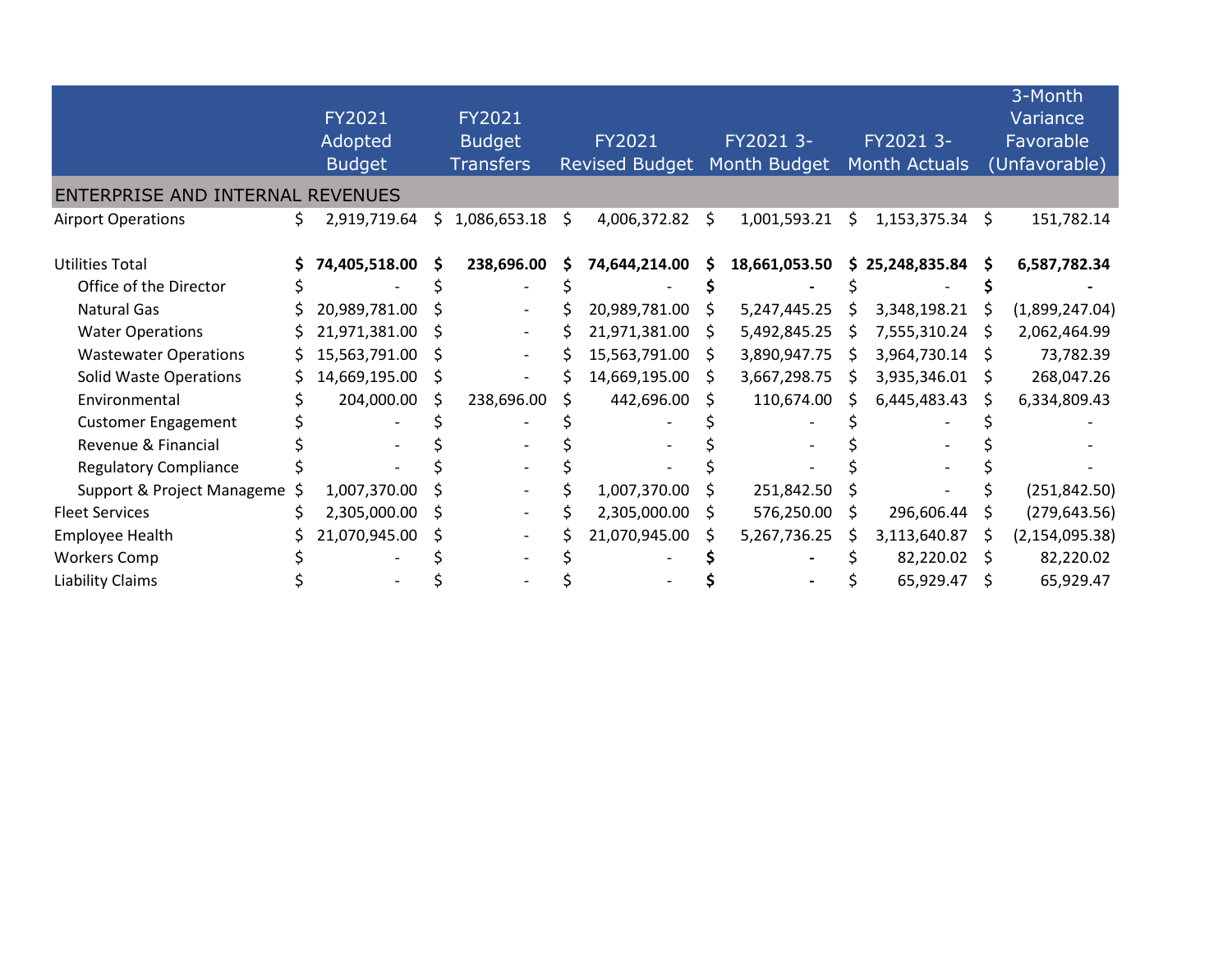| | FY2021 Adopted Budget | FY2021 Budget Transfers | FY2021 Revised Budget | FY2021 3-Month Budget | FY2021 3-Month Actuals | 3-Month Variance Favorable (Unfavorable) |
|---|---|---|---|---|---|---|
| ENTERPRISE AND INTERNAL REVENUES | | | | | | |
| Airport Operations | $ 2,919,719.64 | $ 1,086,653.18 | $ 4,006,372.82 | $ 1,001,593.21 | $ 1,153,375.34 | $ 151,782.14 |
| **Utilities Total** | **$ 74,405,518.00** | **$ 238,696.00** | **$ 74,644,214.00** | **$ 18,661,053.50** | **$ 25,248,835.84** | **$ 6,587,782.34** |
| Office of the Director | $ - | $ - | $ - | **$ -** | $ - | **$ -** |
| Natural Gas | $ 20,989,781.00 | $ - | $ 20,989,781.00 | $ 5,247,445.25 | $ 3,348,198.21 | $ (1,899,247.04) |
| Water Operations | $ 21,971,381.00 | $ - | $ 21,971,381.00 | $ 5,492,845.25 | $ 7,555,310.24 | $ 2,062,464.99 |
| Wastewater Operations | $ 15,563,791.00 | $ - | $ 15,563,791.00 | $ 3,890,947.75 | $ 3,964,730.14 | $ 73,782.39 |
| Solid Waste Operations | $ 14,669,195.00 | $ - | $ 14,669,195.00 | $ 3,667,298.75 | $ 3,935,346.01 | $ 268,047.26 |
| Environmental | $ 204,000.00 | $ 238,696.00 | $ 442,696.00 | $ 110,674.00 | $ 6,445,483.43 | $ 6,334,809.43 |
| Customer Engagement | $ - | $ - | $ - | $ - | $ - | $ - |
| Revenue & Financial | $ - | $ - | $ - | $ - | $ - | $ - |
| Regulatory Compliance | $ - | $ - | $ - | $ - | $ - | $ - |
| Support & Project Manageme | $ 1,007,370.00 | $ - | $ 1,007,370.00 | $ 251,842.50 | $ - | $ (251,842.50) |
| Fleet Services | $ 2,305,000.00 | $ - | $ 2,305,000.00 | $ 576,250.00 | $ 296,606.44 | $ (279,643.56) |
| Employee Health | $ 21,070,945.00 | $ - | $ 21,070,945.00 | $ 5,267,736.25 | $ 3,113,640.87 | $ (2,154,095.38) |
| Workers Comp | $ - | $ - | $ - | **$ -** | $ 82,220.02 | $ 82,220.02 |
| Liability Claims | $ - | $ - | $ - | **$ -** | $ 65,929.47 | $ 65,929.47 |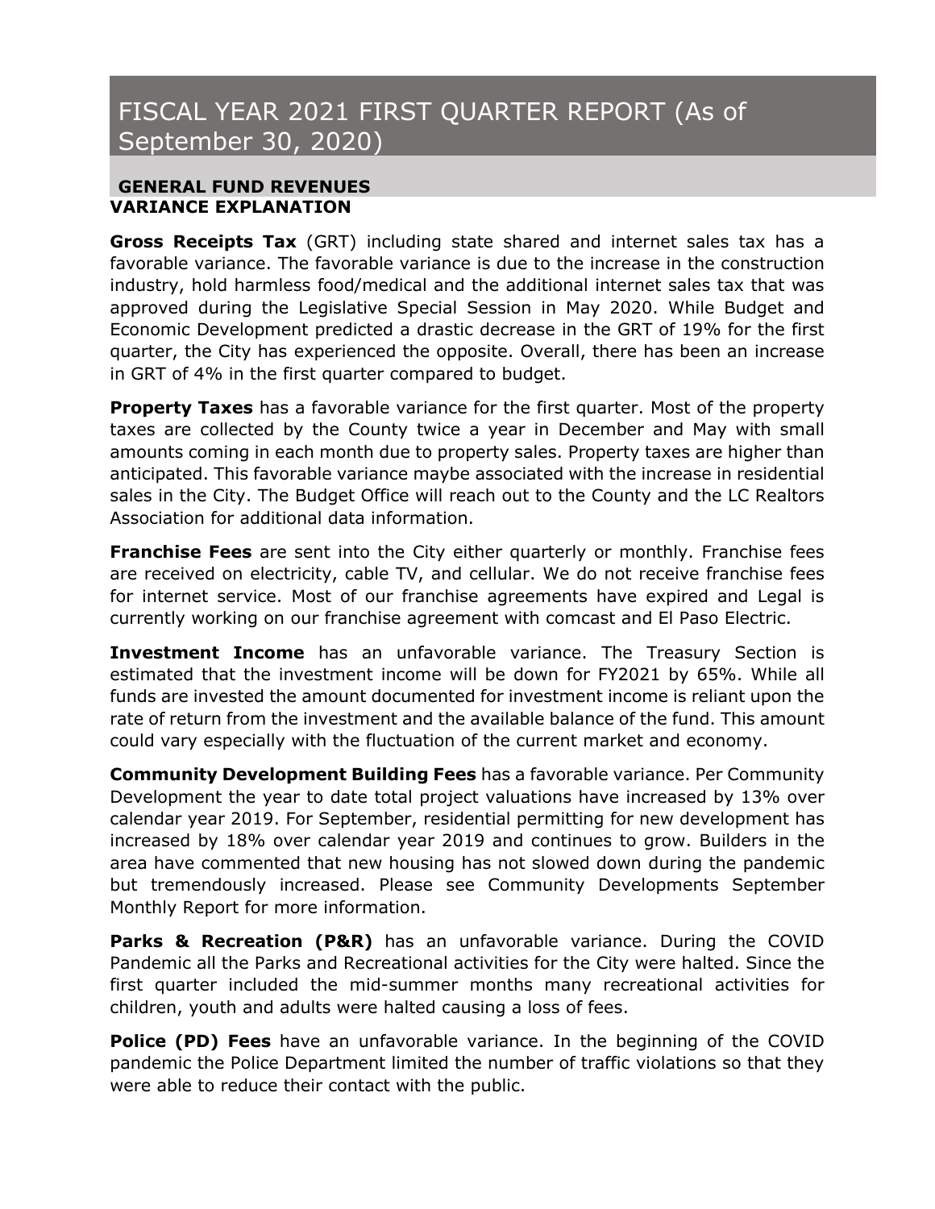# FISCAL YEAR 2021 FIRST QUARTER REPORT (As of September 30, 2020)

## GENERAL FUND REVENUES

### VARIANCE EXPLANATION

**Gross Receipts Tax** (GRT) including state shared and internet sales tax has a favorable variance. The favorable variance is due to the increase in the construction industry, hold harmless food/medical and the additional internet sales tax that was approved during the Legislative Special Session in May 2020. While Budget and Economic Development predicted a drastic decrease in the GRT of 19% for the first quarter, the City has experienced the opposite. Overall, there has been an increase in GRT of 4% in the first quarter compared to budget.

**Property Taxes** has a favorable variance for the first quarter. Most of the property taxes are collected by the County twice a year in December and May with small amounts coming in each month due to property sales. Property taxes are higher than anticipated. This favorable variance maybe associated with the increase in residential sales in the City. The Budget Office will reach out to the County and the LC Realtors Association for additional data information.

**Franchise Fees** are sent into the City either quarterly or monthly. Franchise fees are received on electricity, cable TV, and cellular. We do not receive franchise fees for internet service. Most of our franchise agreements have expired and Legal is currently working on our franchise agreement with comcast and El Paso Electric.

**Investment Income** has an unfavorable variance. The Treasury Section is estimated that the investment income will be down for FY2021 by 65%. While all funds are invested the amount documented for investment income is reliant upon the rate of return from the investment and the available balance of the fund. This amount could vary especially with the fluctuation of the current market and economy.

**Community Development Building Fees** has a favorable variance. Per Community Development the year to date total project valuations have increased by 13% over calendar year 2019. For September, residential permitting for new development has increased by 18% over calendar year 2019 and continues to grow. Builders in the area have commented that new housing has not slowed down during the pandemic but tremendously increased. Please see Community Developments September Monthly Report for more information.

**Parks & Recreation (P&R)** has an unfavorable variance. During the COVID Pandemic all the Parks and Recreational activities for the City were halted. Since the first quarter included the mid-summer months many recreational activities for children, youth and adults were halted causing a loss of fees.

**Police (PD) Fees** have an unfavorable variance. In the beginning of the COVID pandemic the Police Department limited the number of traffic violations so that they were able to reduce their contact with the public.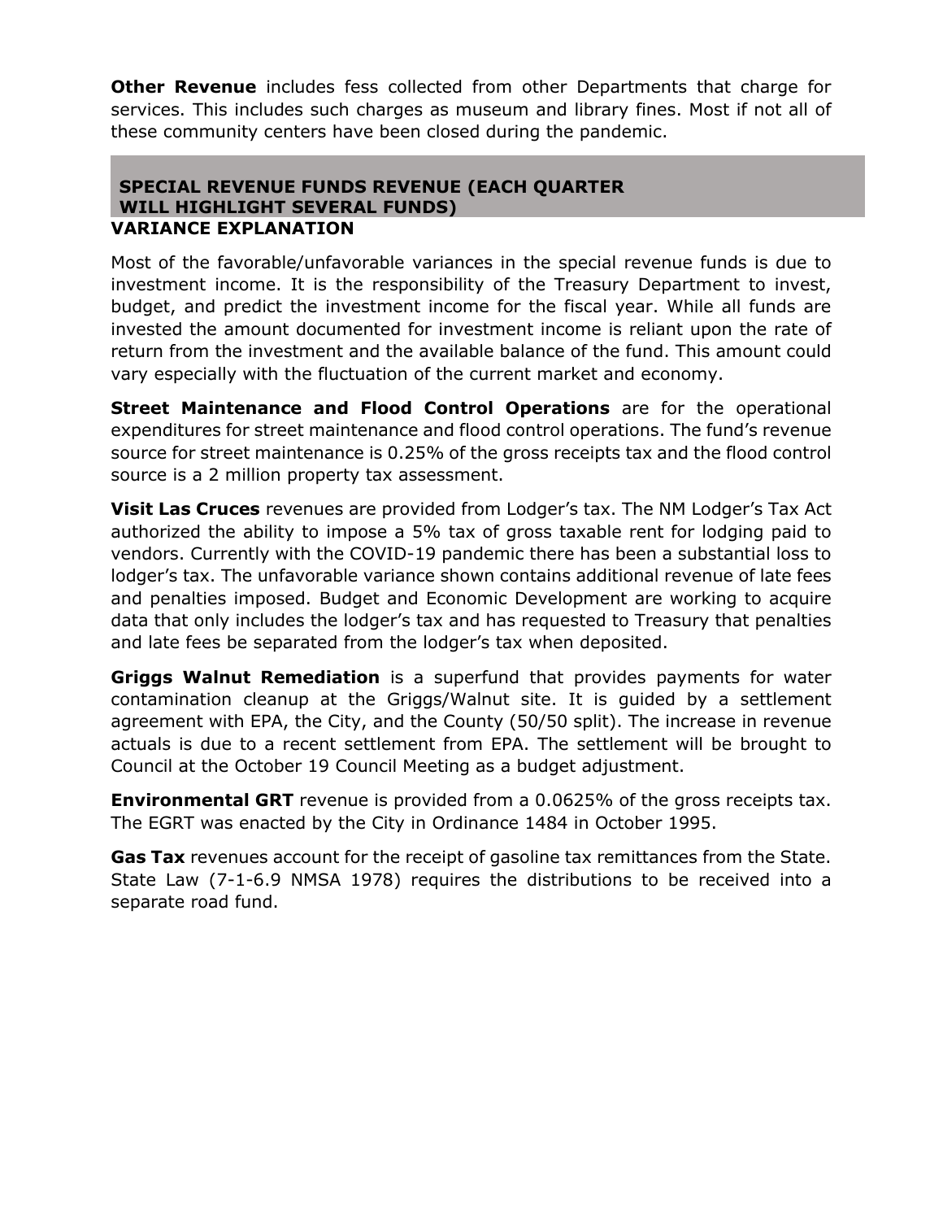**Other Revenue** includes fess collected from other Departments that charge for services. This includes such charges as museum and library fines. Most if not all of these community centers have been closed during the pandemic.

## SPECIAL REVENUE FUNDS REVENUE (EACH QUARTER WILL HIGHLIGHT SEVERAL FUNDS)

**VARIANCE EXPLANATION**

Most of the favorable/unfavorable variances in the special revenue funds is due to investment income. It is the responsibility of the Treasury Department to invest, budget, and predict the investment income for the fiscal year. While all funds are invested the amount documented for investment income is reliant upon the rate of return from the investment and the available balance of the fund. This amount could vary especially with the fluctuation of the current market and economy.

**Street Maintenance and Flood Control Operations** are for the operational expenditures for street maintenance and flood control operations. The fund's revenue source for street maintenance is 0.25% of the gross receipts tax and the flood control source is a 2 million property tax assessment.

**Visit Las Cruces** revenues are provided from Lodger's tax. The NM Lodger's Tax Act authorized the ability to impose a 5% tax of gross taxable rent for lodging paid to vendors. Currently with the COVID-19 pandemic there has been a substantial loss to lodger's tax. The unfavorable variance shown contains additional revenue of late fees and penalties imposed. Budget and Economic Development are working to acquire data that only includes the lodger's tax and has requested to Treasury that penalties and late fees be separated from the lodger's tax when deposited.

**Griggs Walnut Remediation** is a superfund that provides payments for water contamination cleanup at the Griggs/Walnut site. It is guided by a settlement agreement with EPA, the City, and the County (50/50 split). The increase in revenue actuals is due to a recent settlement from EPA. The settlement will be brought to Council at the October 19 Council Meeting as a budget adjustment.

**Environmental GRT** revenue is provided from a 0.0625% of the gross receipts tax. The EGRT was enacted by the City in Ordinance 1484 in October 1995.

**Gas Tax** revenues account for the receipt of gasoline tax remittances from the State. State Law (7-1-6.9 NMSA 1978) requires the distributions to be received into a separate road fund.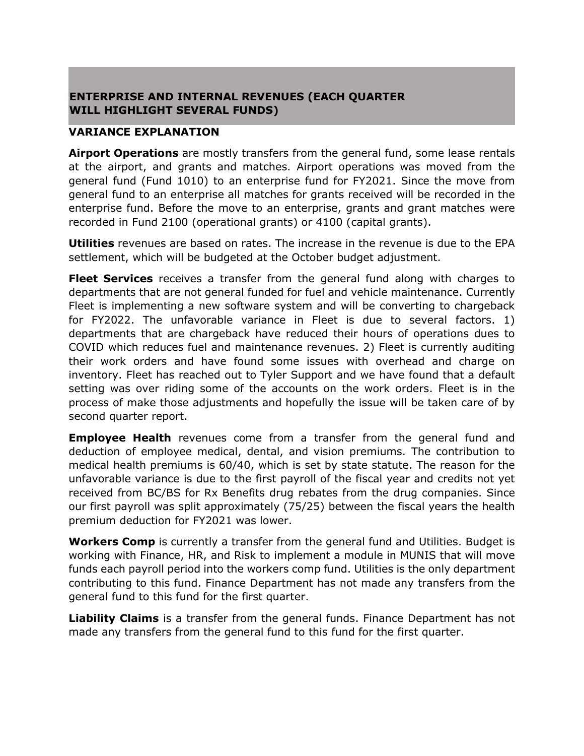## ENTERPRISE AND INTERNAL REVENUES (EACH QUARTER WILL HIGHLIGHT SEVERAL FUNDS)

### VARIANCE EXPLANATION

**Airport Operations** are mostly transfers from the general fund, some lease rentals at the airport, and grants and matches. Airport operations was moved from the general fund (Fund 1010) to an enterprise fund for FY2021. Since the move from general fund to an enterprise all matches for grants received will be recorded in the enterprise fund. Before the move to an enterprise, grants and grant matches were recorded in Fund 2100 (operational grants) or 4100 (capital grants).

**Utilities** revenues are based on rates. The increase in the revenue is due to the EPA settlement, which will be budgeted at the October budget adjustment.

**Fleet Services** receives a transfer from the general fund along with charges to departments that are not general funded for fuel and vehicle maintenance. Currently Fleet is implementing a new software system and will be converting to chargeback for FY2022. The unfavorable variance in Fleet is due to several factors. 1) departments that are chargeback have reduced their hours of operations dues to COVID which reduces fuel and maintenance revenues. 2) Fleet is currently auditing their work orders and have found some issues with overhead and charge on inventory. Fleet has reached out to Tyler Support and we have found that a default setting was over riding some of the accounts on the work orders. Fleet is in the process of make those adjustments and hopefully the issue will be taken care of by second quarter report.

**Employee Health** revenues come from a transfer from the general fund and deduction of employee medical, dental, and vision premiums. The contribution to medical health premiums is 60/40, which is set by state statute. The reason for the unfavorable variance is due to the first payroll of the fiscal year and credits not yet received from BC/BS for Rx Benefits drug rebates from the drug companies. Since our first payroll was split approximately (75/25) between the fiscal years the health premium deduction for FY2021 was lower.

**Workers Comp** is currently a transfer from the general fund and Utilities. Budget is working with Finance, HR, and Risk to implement a module in MUNIS that will move funds each payroll period into the workers comp fund. Utilities is the only department contributing to this fund. Finance Department has not made any transfers from the general fund to this fund for the first quarter.

**Liability Claims** is a transfer from the general funds. Finance Department has not made any transfers from the general fund to this fund for the first quarter.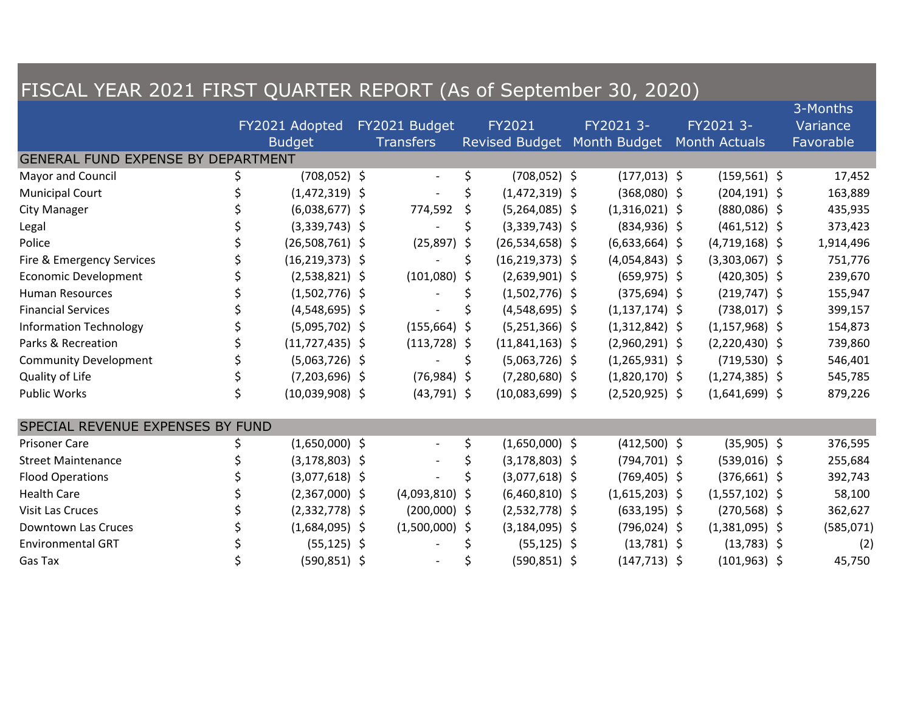# FISCAL YEAR 2021 FIRST QUARTER REPORT (As of September 30, 2020)

| | FY2021 Adopted Budget | FY2021 Budget Transfers | FY2021 Revised Budget | FY2021 3-Month Budget | FY2021 3-Month Actuals | 3-Months Variance Favorable |
|---|---|---|---|---|---|---|
| **GENERAL FUND EXPENSE BY DEPARTMENT** | | | | | | |
| Mayor and Council | $ (708,052) | $ - | $ (708,052) | $ (177,013) | $ (159,561) | $ 17,452 |
| Municipal Court | $ (1,472,319) | $ - | $ (1,472,319) | $ (368,080) | $ (204,191) | $ 163,889 |
| City Manager | $ (6,038,677) | $ 774,592 | $ (5,264,085) | $ (1,316,021) | $ (880,086) | $ 435,935 |
| Legal | $ (3,339,743) | $ - | $ (3,339,743) | $ (834,936) | $ (461,512) | $ 373,423 |
| Police | $ (26,508,761) | $ (25,897) | $ (26,534,658) | $ (6,633,664) | $ (4,719,168) | $ 1,914,496 |
| Fire & Emergency Services | $ (16,219,373) | $ - | $ (16,219,373) | $ (4,054,843) | $ (3,303,067) | $ 751,776 |
| Economic Development | $ (2,538,821) | $ (101,080) | $ (2,639,901) | $ (659,975) | $ (420,305) | $ 239,670 |
| Human Resources | $ (1,502,776) | $ - | $ (1,502,776) | $ (375,694) | $ (219,747) | $ 155,947 |
| Financial Services | $ (4,548,695) | $ - | $ (4,548,695) | $ (1,137,174) | $ (738,017) | $ 399,157 |
| Information Technology | $ (5,095,702) | $ (155,664) | $ (5,251,366) | $ (1,312,842) | $ (1,157,968) | $ 154,873 |
| Parks & Recreation | $ (11,727,435) | $ (113,728) | $ (11,841,163) | $ (2,960,291) | $ (2,220,430) | $ 739,860 |
| Community Development | $ (5,063,726) | $ - | $ (5,063,726) | $ (1,265,931) | $ (719,530) | $ 546,401 |
| Quality of Life | $ (7,203,696) | $ (76,984) | $ (7,280,680) | $ (1,820,170) | $ (1,274,385) | $ 545,785 |
| Public Works | $ (10,039,908) | $ (43,791) | $ (10,083,699) | $ (2,520,925) | $ (1,641,699) | $ 879,226 |
| **SPECIAL REVENUE EXPENSES BY FUND** | | | | | | |
| Prisoner Care | $ (1,650,000) | $ - | $ (1,650,000) | $ (412,500) | $ (35,905) | $ 376,595 |
| Street Maintenance | $ (3,178,803) | $ - | $ (3,178,803) | $ (794,701) | $ (539,016) | $ 255,684 |
| Flood Operations | $ (3,077,618) | $ - | $ (3,077,618) | $ (769,405) | $ (376,661) | $ 392,743 |
| Health Care | $ (2,367,000) | $ (4,093,810) | $ (6,460,810) | $ (1,615,203) | $ (1,557,102) | $ 58,100 |
| Visit Las Cruces | $ (2,332,778) | $ (200,000) | $ (2,532,778) | $ (633,195) | $ (270,568) | $ 362,627 |
| Downtown Las Cruces | $ (1,684,095) | $ (1,500,000) | $ (3,184,095) | $ (796,024) | $ (1,381,095) | $ (585,071) |
| Environmental GRT | $ (55,125) | $ - | $ (55,125) | $ (13,781) | $ (13,783) | $ (2) |
| Gas Tax | $ (590,851) | $ - | $ (590,851) | $ (147,713) | $ (101,963) | $ 45,750 |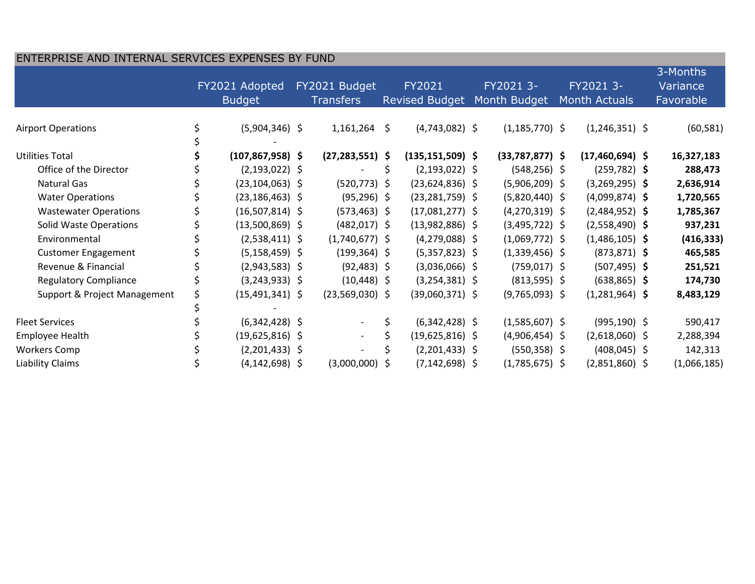## ENTERPRISE AND INTERNAL SERVICES EXPENSES BY FUND

| | FY2021 Adopted Budget | FY2021 Budget Transfers | FY2021 Revised Budget | FY2021 3-Month Budget | FY2021 3-Month Actuals | 3-Months Variance Favorable |
|---|---|---|---|---|---|---|
| Airport Operations | $ (5,904,346) | $ 1,161,264 | $ (4,743,082) | $ (1,185,770) | $ (1,246,351) | $ (60,581) |
| | $ - | | | | | |
| **Utilities Total** | **$ (107,867,958)** | **$ (27,283,551)** | **$ (135,151,509)** | **$ (33,787,877)** | **$ (17,460,694)** | **$ 16,327,183** |
| Office of the Director | $ (2,193,022) | $ - | $ (2,193,022) | $ (548,256) | $ (259,782) | **$ 288,473** |
| Natural Gas | $ (23,104,063) | $ (520,773) | $ (23,624,836) | $ (5,906,209) | $ (3,269,295) | **$ 2,636,914** |
| Water Operations | $ (23,186,463) | $ (95,296) | $ (23,281,759) | $ (5,820,440) | $ (4,099,874) | **$ 1,720,565** |
| Wastewater Operations | $ (16,507,814) | $ (573,463) | $ (17,081,277) | $ (4,270,319) | $ (2,484,952) | **$ 1,785,367** |
| Solid Waste Operations | $ (13,500,869) | $ (482,017) | $ (13,982,886) | $ (3,495,722) | $ (2,558,490) | **$ 937,231** |
| Environmental | $ (2,538,411) | $ (1,740,677) | $ (4,279,088) | $ (1,069,772) | $ (1,486,105) | **$ (416,333)** |
| Customer Engagement | $ (5,158,459) | $ (199,364) | $ (5,357,823) | $ (1,339,456) | $ (873,871) | **$ 465,585** |
| Revenue & Financial | $ (2,943,583) | $ (92,483) | $ (3,036,066) | $ (759,017) | $ (507,495) | **$ 251,521** |
| Regulatory Compliance | $ (3,243,933) | $ (10,448) | $ (3,254,381) | $ (813,595) | $ (638,865) | **$ 174,730** |
| Support & Project Management | $ (15,491,341) | $ (23,569,030) | $ (39,060,371) | $ (9,765,093) | $ (1,281,964) | **$ 8,483,129** |
| | $ - | | | | | |
| Fleet Services | $ (6,342,428) | $ - | $ (6,342,428) | $ (1,585,607) | $ (995,190) | $ 590,417 |
| Employee Health | $ (19,625,816) | $ - | $ (19,625,816) | $ (4,906,454) | $ (2,618,060) | $ 2,288,394 |
| Workers Comp | $ (2,201,433) | $ - | $ (2,201,433) | $ (550,358) | $ (408,045) | $ 142,313 |
| Liability Claims | $ (4,142,698) | $ (3,000,000) | $ (7,142,698) | $ (1,785,675) | $ (2,851,860) | $ (1,066,185) |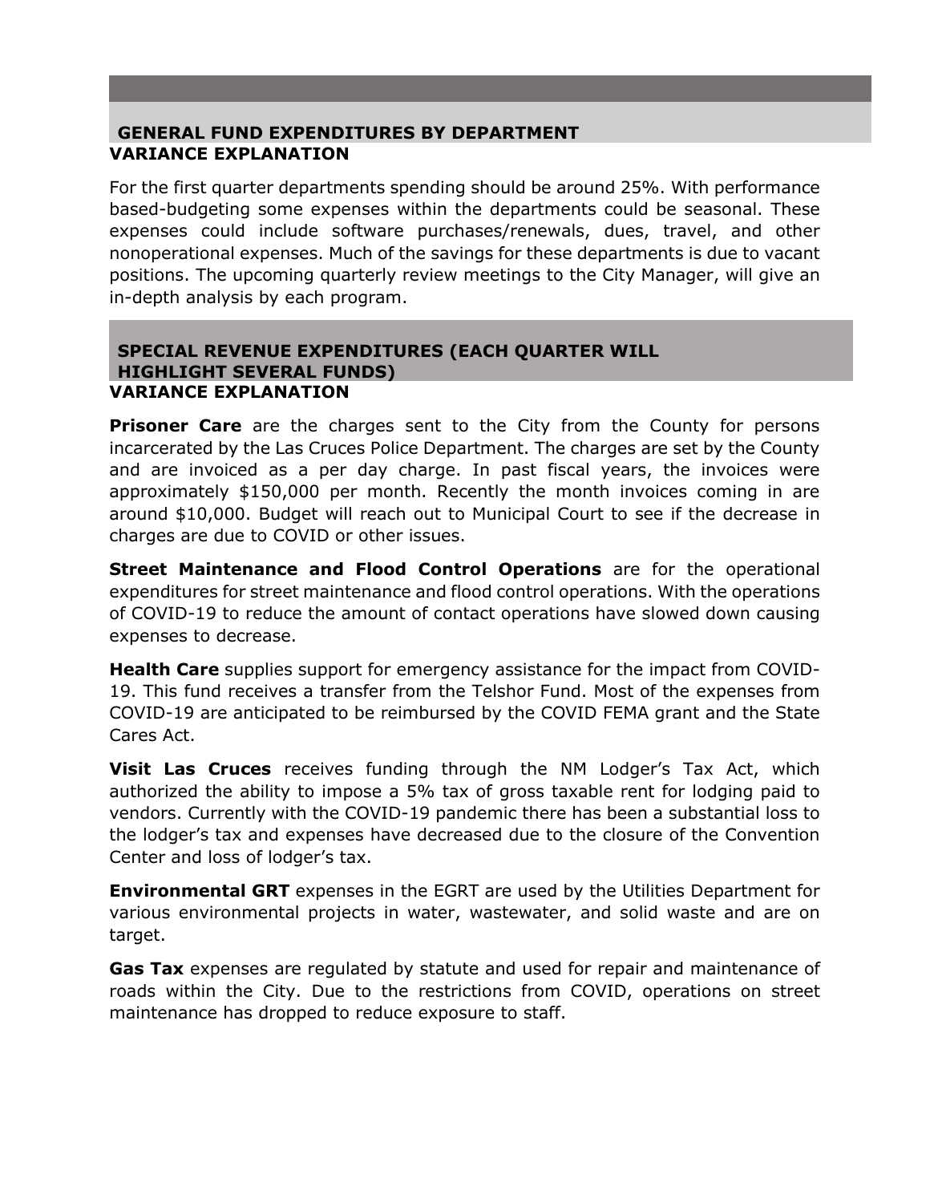## GENERAL FUND EXPENDITURES BY DEPARTMENT

### VARIANCE EXPLANATION

For the first quarter departments spending should be around 25%. With performance based-budgeting some expenses within the departments could be seasonal. These expenses could include software purchases/renewals, dues, travel, and other nonoperational expenses. Much of the savings for these departments is due to vacant positions. The upcoming quarterly review meetings to the City Manager, will give an in-depth analysis by each program.

## SPECIAL REVENUE EXPENDITURES (EACH QUARTER WILL HIGHLIGHT SEVERAL FUNDS)

### VARIANCE EXPLANATION

**Prisoner Care** are the charges sent to the City from the County for persons incarcerated by the Las Cruces Police Department. The charges are set by the County and are invoiced as a per day charge. In past fiscal years, the invoices were approximately $150,000 per month. Recently the month invoices coming in are around $10,000. Budget will reach out to Municipal Court to see if the decrease in charges are due to COVID or other issues.

**Street Maintenance and Flood Control Operations** are for the operational expenditures for street maintenance and flood control operations. With the operations of COVID-19 to reduce the amount of contact operations have slowed down causing expenses to decrease.

**Health Care** supplies support for emergency assistance for the impact from COVID-19. This fund receives a transfer from the Telshor Fund. Most of the expenses from COVID-19 are anticipated to be reimbursed by the COVID FEMA grant and the State Cares Act.

**Visit Las Cruces** receives funding through the NM Lodger's Tax Act, which authorized the ability to impose a 5% tax of gross taxable rent for lodging paid to vendors. Currently with the COVID-19 pandemic there has been a substantial loss to the lodger's tax and expenses have decreased due to the closure of the Convention Center and loss of lodger's tax.

**Environmental GRT** expenses in the EGRT are used by the Utilities Department for various environmental projects in water, wastewater, and solid waste and are on target.

**Gas Tax** expenses are regulated by statute and used for repair and maintenance of roads within the City. Due to the restrictions from COVID, operations on street maintenance has dropped to reduce exposure to staff.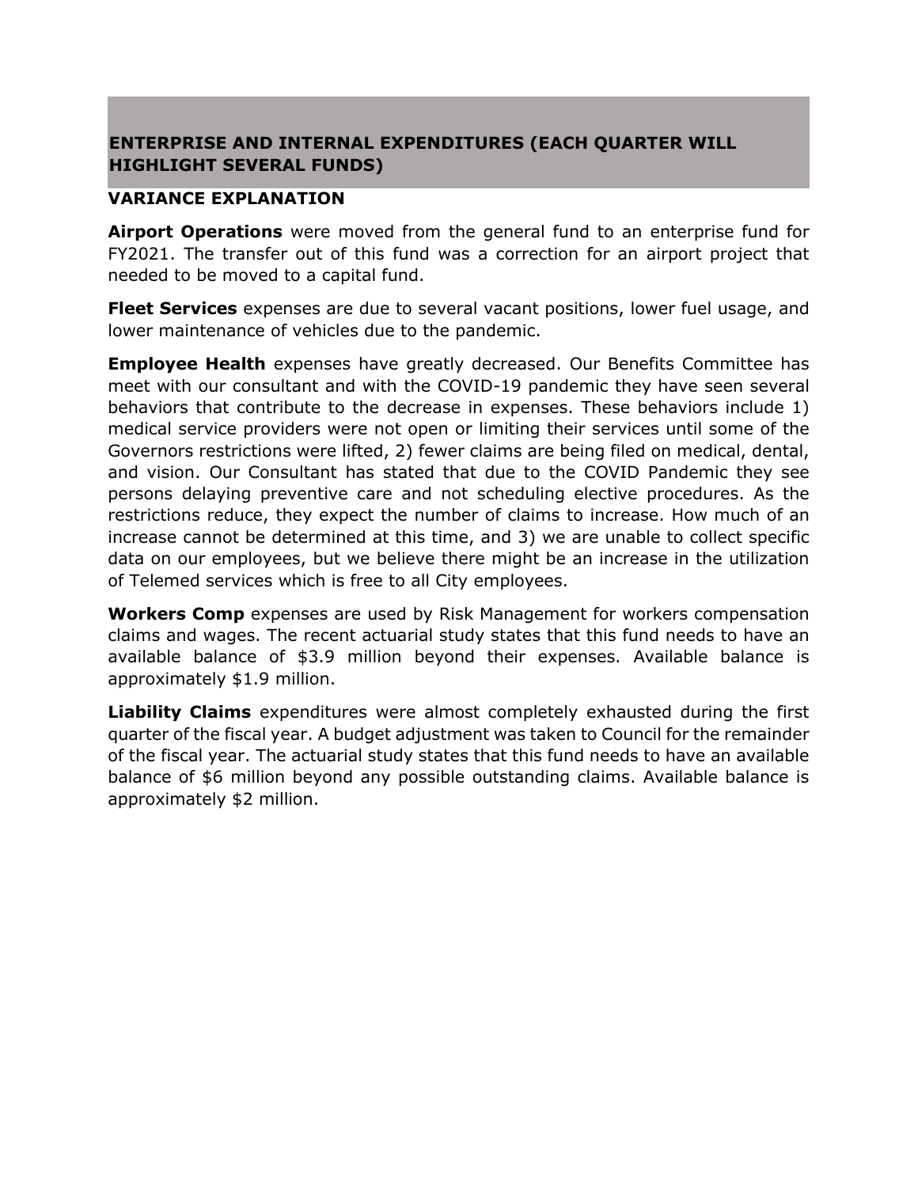## ENTERPRISE AND INTERNAL EXPENDITURES (EACH QUARTER WILL HIGHLIGHT SEVERAL FUNDS)

### VARIANCE EXPLANATION

**Airport Operations** were moved from the general fund to an enterprise fund for FY2021. The transfer out of this fund was a correction for an airport project that needed to be moved to a capital fund.

**Fleet Services** expenses are due to several vacant positions, lower fuel usage, and lower maintenance of vehicles due to the pandemic.

**Employee Health** expenses have greatly decreased. Our Benefits Committee has meet with our consultant and with the COVID-19 pandemic they have seen several behaviors that contribute to the decrease in expenses. These behaviors include 1) medical service providers were not open or limiting their services until some of the Governors restrictions were lifted, 2) fewer claims are being filed on medical, dental, and vision. Our Consultant has stated that due to the COVID Pandemic they see persons delaying preventive care and not scheduling elective procedures. As the restrictions reduce, they expect the number of claims to increase. How much of an increase cannot be determined at this time, and 3) we are unable to collect specific data on our employees, but we believe there might be an increase in the utilization of Telemed services which is free to all City employees.

**Workers Comp** expenses are used by Risk Management for workers compensation claims and wages. The recent actuarial study states that this fund needs to have an available balance of $3.9 million beyond their expenses. Available balance is approximately $1.9 million.

**Liability Claims** expenditures were almost completely exhausted during the first quarter of the fiscal year. A budget adjustment was taken to Council for the remainder of the fiscal year. The actuarial study states that this fund needs to have an available balance of $6 million beyond any possible outstanding claims. Available balance is approximately $2 million.